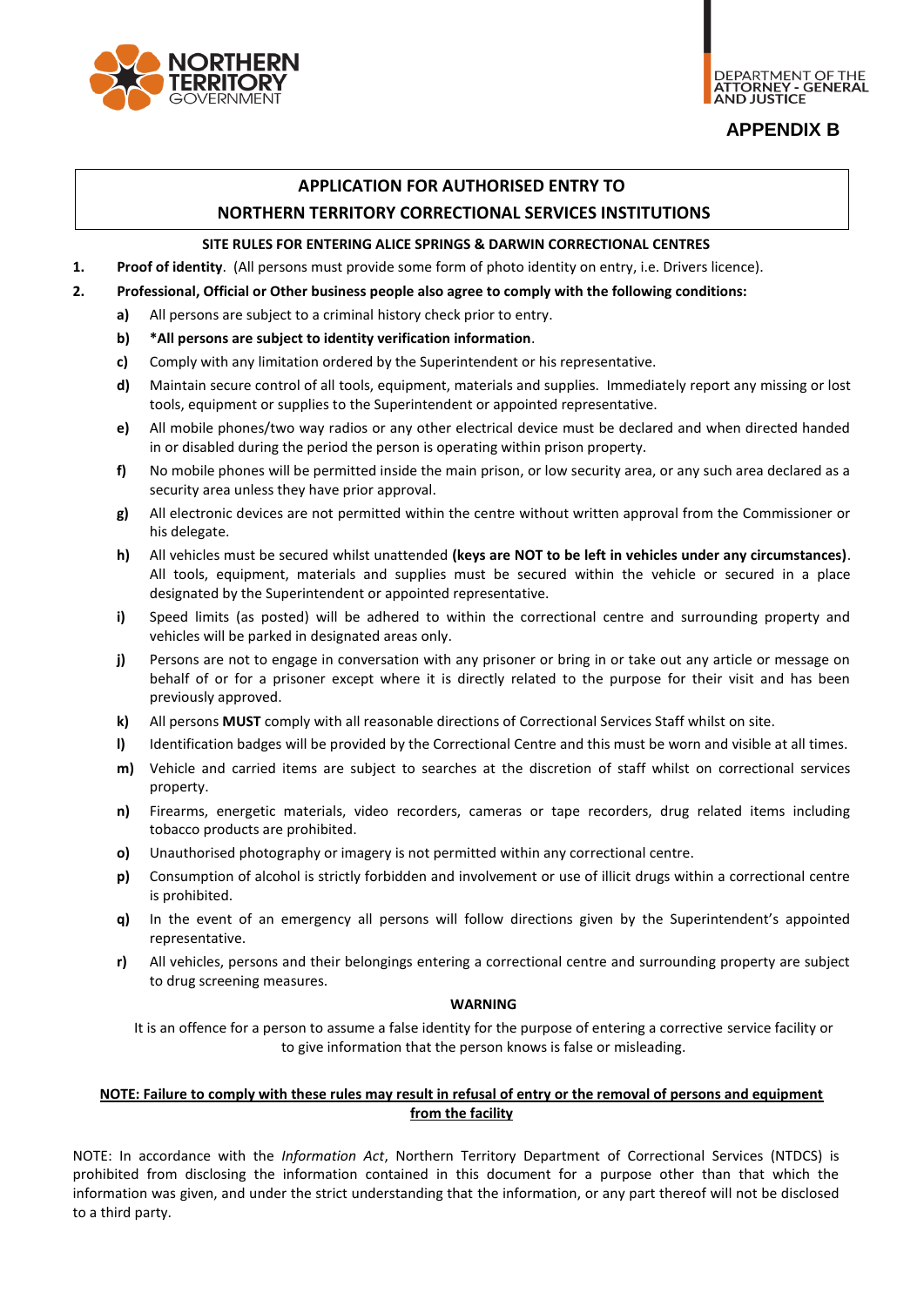NORTHERN TERRITORY GOVERNMENT

DEPARTMENT OF THE ATTORNEY - GENERAL AND JUSTICE

**APPENDIX B**

## APPLICATION FOR AUTHORISED ENTRY TO NORTHERN TERRITORY CORRECTIONAL SERVICES INSTITUTIONS

### SITE RULES FOR ENTERING ALICE SPRINGS & DARWIN CORRECTIONAL CENTRES

1. **Proof of identity**. (All persons must provide some form of photo identity on entry, i.e. Drivers licence).
2. **Professional, Official or Other business people also agree to comply with the following conditions:**
   - **a)** All persons are subject to a criminal history check prior to entry.
   - **b)** **\*All persons are subject to identity verification information**.
   - **c)** Comply with any limitation ordered by the Superintendent or his representative.
   - **d)** Maintain secure control of all tools, equipment, materials and supplies. Immediately report any missing or lost tools, equipment or supplies to the Superintendent or appointed representative.
   - **e)** All mobile phones/two way radios or any other electrical device must be declared and when directed handed in or disabled during the period the person is operating within prison property.
   - **f)** No mobile phones will be permitted inside the main prison, or low security area, or any such area declared as a security area unless they have prior approval.
   - **g)** All electronic devices are not permitted within the centre without written approval from the Commissioner or his delegate.
   - **h)** All vehicles must be secured whilst unattended **(keys are NOT to be left in vehicles under any circumstances)**. All tools, equipment, materials and supplies must be secured within the vehicle or secured in a place designated by the Superintendent or appointed representative.
   - **i)** Speed limits (as posted) will be adhered to within the correctional centre and surrounding property and vehicles will be parked in designated areas only.
   - **j)** Persons are not to engage in conversation with any prisoner or bring in or take out any article or message on behalf of or for a prisoner except where it is directly related to the purpose for their visit and has been previously approved.
   - **k)** All persons **MUST** comply with all reasonable directions of Correctional Services Staff whilst on site.
   - **l)** Identification badges will be provided by the Correctional Centre and this must be worn and visible at all times.
   - **m)** Vehicle and carried items are subject to searches at the discretion of staff whilst on correctional services property.
   - **n)** Firearms, energetic materials, video recorders, cameras or tape recorders, drug related items including tobacco products are prohibited.
   - **o)** Unauthorised photography or imagery is not permitted within any correctional centre.
   - **p)** Consumption of alcohol is strictly forbidden and involvement or use of illicit drugs within a correctional centre is prohibited.
   - **q)** In the event of an emergency all persons will follow directions given by the Superintendent's appointed representative.
   - **r)** All vehicles, persons and their belongings entering a correctional centre and surrounding property are subject to drug screening measures.

**WARNING**

It is an offence for a person to assume a false identity for the purpose of entering a corrective service facility or to give information that the person knows is false or misleading.

**NOTE: Failure to comply with these rules may result in refusal of entry or the removal of persons and equipment from the facility**

NOTE: In accordance with the *Information Act*, Northern Territory Department of Correctional Services (NTDCS) is prohibited from disclosing the information contained in this document for a purpose other than that which the information was given, and under the strict understanding that the information, or any part thereof will not be disclosed to a third party.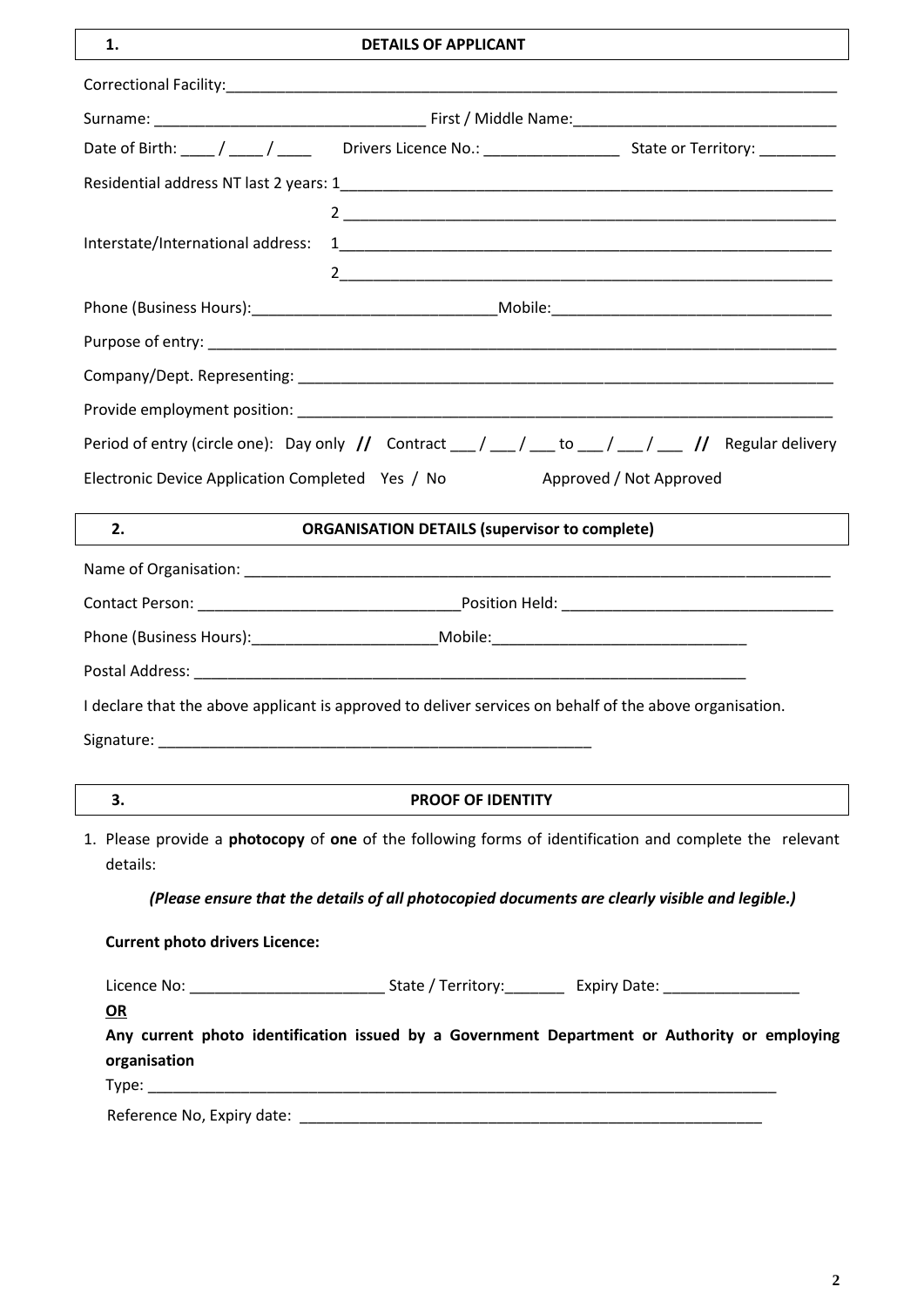## 1. DETAILS OF APPLICANT

Correctional Facility: ______________________________________________________________________________

Surname: _________________________________ First / Middle Name: _________________________________

Date of Birth: ____ / ____ / ____ Drivers Licence No.: ________________ State or Territory: _________

Residential address NT last 2 years: 1____________________________________________________________

2 ____________________________________________________________

Interstate/International address: 1____________________________________________________________

2____________________________________________________________

Phone (Business Hours):______________________________Mobile:_________________________________

Purpose of entry: _____________________________________________________________________________

Company/Dept. Representing: ___________________________________________________________________

Provide employment position: ___________________________________________________________________

Period of entry (circle one): Day only **//** Contract ___ / ___ / ___ to ___ / ___ / ___ **//** Regular delivery

Electronic Device Application Completed Yes / No Approved / Not Approved

## 2. ORGANISATION DETAILS (supervisor to complete)

Name of Organisation: __________________________________________________________________________

Contact Person: _______________________________Position Held: ________________________________

Phone (Business Hours):______________________Mobile:______________________________

Postal Address: _____________________________________________________________________

I declare that the above applicant is approved to deliver services on behalf of the above organisation.

Signature: _____________________________________________________

## 3. PROOF OF IDENTITY

1. Please provide a **photocopy** of **one** of the following forms of identification and complete the relevant details:

*(Please ensure that the details of all photocopied documents are clearly visible and legible.)*

**Current photo drivers Licence:**

Licence No: _______________________ State / Territory:_______ Expiry Date: ________________

**OR**

**Any current photo identification issued by a Government Department or Authority or employing organisation**

Type: ______________________________________________________________________________

Reference No, Expiry date: _________________________________________________________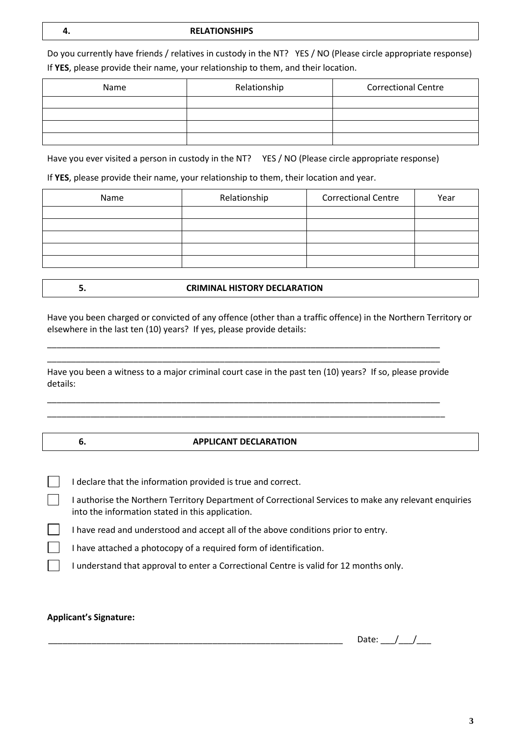## 4. RELATIONSHIPS

Do you currently have friends / relatives in custody in the NT? YES / NO (Please circle appropriate response)
If **YES**, please provide their name, your relationship to them, and their location.

| Name | Relationship | Correctional Centre |
|---|---|---|
| | | |
| | | |
| | | |
| | | |

Have you ever visited a person in custody in the NT? YES / NO (Please circle appropriate response)

If **YES**, please provide their name, your relationship to them, their location and year.

| Name | Relationship | Correctional Centre | Year |
|---|---|---|---|
| | | | |
| | | | |
| | | | |
| | | | |
| | | | |

## 5. CRIMINAL HISTORY DECLARATION

Have you been charged or convicted of any offence (other than a traffic offence) in the Northern Territory or elsewhere in the last ten (10) years? If yes, please provide details:

_____________________________________________________________________________________

_____________________________________________________________________________________

Have you been a witness to a major criminal court case in the past ten (10) years? If so, please provide details:

_____________________________________________________________________________________

_____________________________________________________________________________________

## 6. APPLICANT DECLARATION

- ☐ I declare that the information provided is true and correct.
- ☐ I authorise the Northern Territory Department of Correctional Services to make any relevant enquiries into the information stated in this application.
- ☐ I have read and understood and accept all of the above conditions prior to entry.
- ☐ I have attached a photocopy of a required form of identification.
- ☐ I understand that approval to enter a Correctional Centre is valid for 12 months only.

**Applicant's Signature:**

_______________________________________________________________ Date: ___/___/___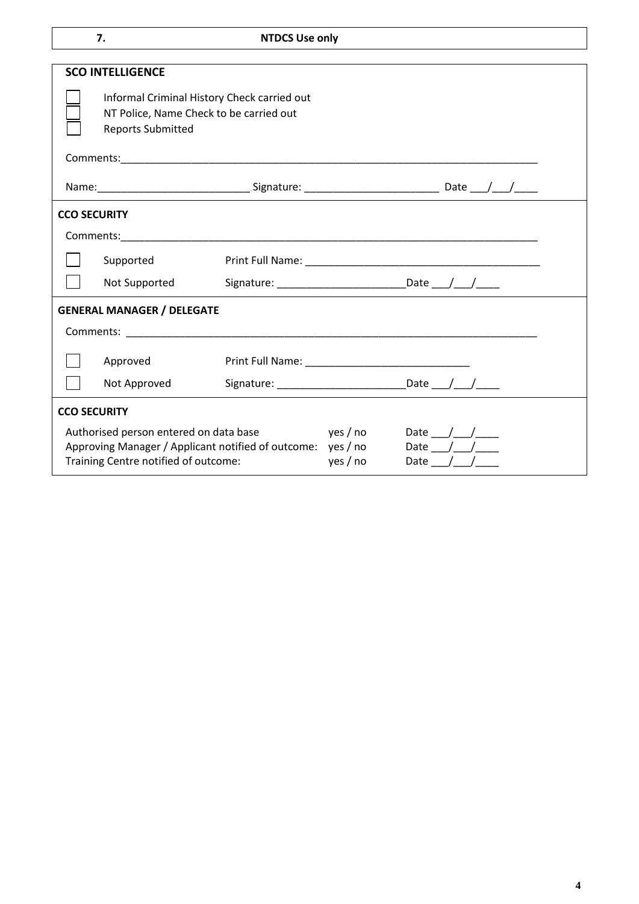**7. NTDCS Use only**

**SCO INTELLIGENCE**

- ☐ Informal Criminal History Check carried out
- ☐ NT Police, Name Check to be carried out
- ☐ Reports Submitted

Comments:\_\_\_\_\_\_\_\_\_\_\_\_\_\_\_\_\_\_\_\_\_\_\_\_\_\_\_\_\_\_\_\_\_\_\_\_\_\_\_\_\_\_\_\_\_\_\_\_\_\_\_\_\_\_\_\_\_\_\_\_\_\_\_\_\_\_\_\_\_\_

Name:\_\_\_\_\_\_\_\_\_\_\_\_\_\_\_\_\_\_\_\_\_\_\_\_\_\_ Signature: \_\_\_\_\_\_\_\_\_\_\_\_\_\_\_\_\_\_\_\_\_\_\_ Date \_\_\_/\_\_\_/\_\_\_\_

**CCO SECURITY**

Comments:\_\_\_\_\_\_\_\_\_\_\_\_\_\_\_\_\_\_\_\_\_\_\_\_\_\_\_\_\_\_\_\_\_\_\_\_\_\_\_\_\_\_\_\_\_\_\_\_\_\_\_\_\_\_\_\_\_\_\_\_\_\_\_\_\_\_\_\_\_\_

- ☐ Supported — Print Full Name: \_\_\_\_\_\_\_\_\_\_\_\_\_\_\_\_\_\_\_\_\_\_\_\_\_\_\_\_\_\_\_\_\_\_\_\_\_\_\_\_
- ☐ Not Supported — Signature: \_\_\_\_\_\_\_\_\_\_\_\_\_\_\_\_\_\_\_\_\_\_\_Date \_\_\_/\_\_\_/\_\_\_\_

**GENERAL MANAGER / DELEGATE**

Comments: \_\_\_\_\_\_\_\_\_\_\_\_\_\_\_\_\_\_\_\_\_\_\_\_\_\_\_\_\_\_\_\_\_\_\_\_\_\_\_\_\_\_\_\_\_\_\_\_\_\_\_\_\_\_\_\_\_\_\_\_\_\_\_\_\_\_\_\_\_\_

- ☐ Approved — Print Full Name: \_\_\_\_\_\_\_\_\_\_\_\_\_\_\_\_\_\_\_\_\_\_\_\_\_\_\_\_\_
- ☐ Not Approved — Signature: \_\_\_\_\_\_\_\_\_\_\_\_\_\_\_\_\_\_\_\_\_\_\_Date \_\_\_/\_\_\_/\_\_\_\_

**CCO SECURITY**

| | | |
|---|---|---|
| Authorised person entered on data base | yes / no | Date \_\_\_/\_\_\_/\_\_\_\_ |
| Approving Manager / Applicant notified of outcome: | yes / no | Date \_\_\_/\_\_\_/\_\_\_\_ |
| Training Centre notified of outcome: | yes / no | Date \_\_\_/\_\_\_/\_\_\_\_ |